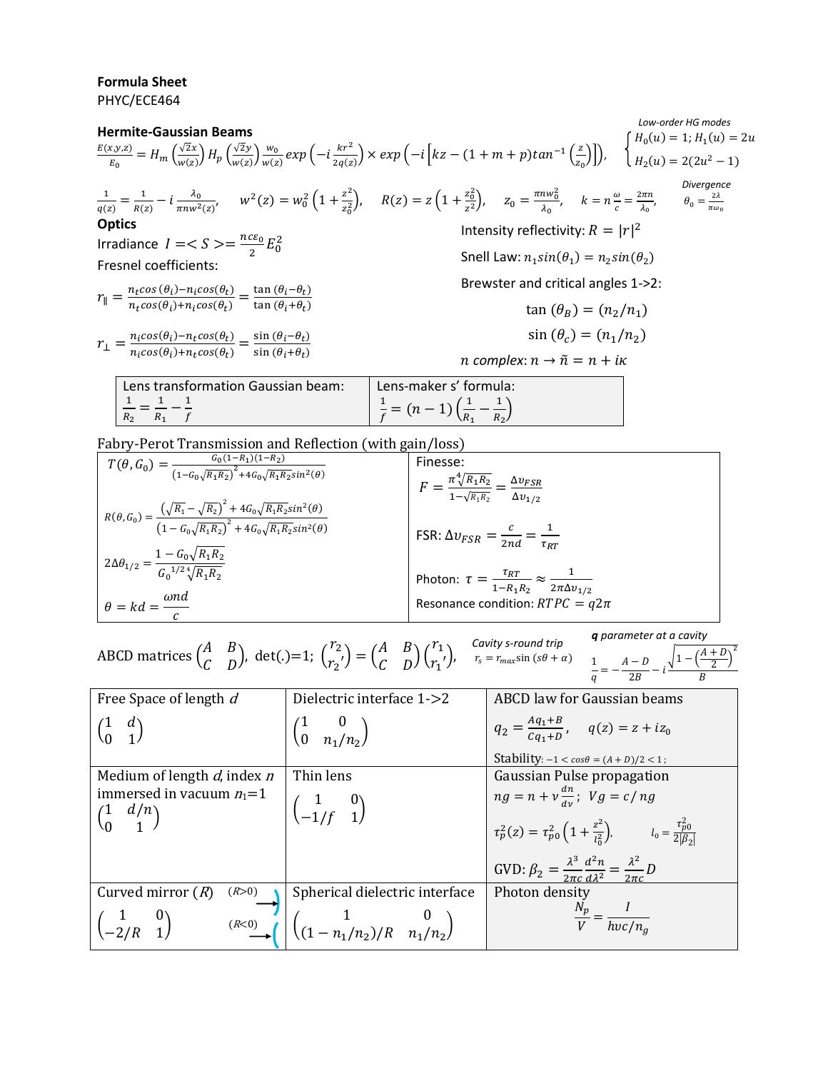**Formula Sheet**
PHYC/ECE464

### Hermite-Gaussian Beams

$$\frac{E(x,y,z)}{E_0} = H_m\left(\frac{\sqrt{2}x}{w(z)}\right) H_p\left(\frac{\sqrt{2}y}{w(z)}\right) \frac{w_0}{w(z)} exp\left(-i\frac{kr^2}{2q(z)}\right) \times exp\left(-i\left[kz - (1+m+p)tan^{-1}\left(\frac{z}{z_0}\right)\right]\right),$$

*Low-order HG modes*

$$\begin{cases} H_0(u) = 1;\ H_1(u) = 2u \\ H_2(u) = 2(2u^2 - 1) \end{cases}$$

$$\frac{1}{q(z)} = \frac{1}{R(z)} - i\frac{\lambda_0}{\pi n w^2(z)}, \quad w^2(z) = w_0^2\left(1 + \frac{z^2}{z_0^2}\right), \quad R(z) = z\left(1 + \frac{z_0^2}{z^2}\right), \quad z_0 = \frac{\pi n w_0^2}{\lambda_0}, \quad k = n\frac{\omega}{c} = \frac{2\pi n}{\lambda_0},$$

*Divergence*

$$\theta_0 = \frac{2\lambda}{\pi \omega_0}$$

### Optics

Irradiance $I = \langle S \rangle = \frac{nc\varepsilon_0}{2}E_0^2$

Fresnel coefficients:

$$r_{\parallel} = \frac{n_t cos(\theta_i) - n_i cos(\theta_t)}{n_t cos(\theta_i) + n_i cos(\theta_t)} = \frac{\tan(\theta_i - \theta_t)}{\tan(\theta_i + \theta_t)}$$

$$r_{\perp} = \frac{n_i cos(\theta_i) - n_t cos(\theta_t)}{n_i cos(\theta_i) + n_t cos(\theta_t)} = \frac{\sin(\theta_i - \theta_t)}{\sin(\theta_i + \theta_t)}$$

Intensity reflectivity: $R = |r|^2$

Snell Law: $n_1 sin(\theta_1) = n_2 sin(\theta_2)$

Brewster and critical angles 1->2:

$$\tan(\theta_B) = (n_2/n_1)$$

$$\sin(\theta_c) = (n_1/n_2)$$

$n$ *complex*: $n \to \tilde{n} = n + i\kappa$

| Lens transformation Gaussian beam: | Lens-maker s' formula: |
|---|---|
| $\frac{1}{R_2} = \frac{1}{R_1} - \frac{1}{f}$ | $\frac{1}{f} = (n-1)\left(\frac{1}{R_1} - \frac{1}{R_2}\right)$ |

Fabry-Perot Transmission and Reflection (with gain/loss)

| | |
|---|---|
| $T(\theta, G_0) = \frac{G_0(1-R_1)(1-R_2)}{\left(1 - G_0\sqrt{R_1R_2}\right)^2 + 4G_0\sqrt{R_1R_2}sin^2(\theta)}$ | Finesse: $F = \frac{\pi\sqrt[4]{R_1R_2}}{1 - \sqrt{R_1R_2}} = \frac{\Delta\nu_{FSR}}{\Delta\nu_{1/2}}$ |
| $R(\theta, G_0) = \frac{\left(\sqrt{R_1} - \sqrt{R_2}\right)^2 + 4G_0\sqrt{R_1R_2}sin^2(\theta)}{\left(1 - G_0\sqrt{R_1R_2}\right)^2 + 4G_0\sqrt{R_1R_2}sin^2(\theta)}$ | FSR: $\Delta\nu_{FSR} = \frac{c}{2nd} = \frac{1}{\tau_{RT}}$ |
| $2\Delta\theta_{1/2} = \frac{1 - G_0\sqrt{R_1R_2}}{G_0^{\ 1/2}\sqrt[4]{R_1R_2}}$ | Photon: $\tau = \frac{\tau_{RT}}{1 - R_1R_2} \approx \frac{1}{2\pi\Delta\nu_{1/2}}$ |
| $\theta = kd = \frac{\omega n d}{c}$ | Resonance condition: $RTPC = q2\pi$ |

ABCD matrices $\begin{pmatrix} A & B \\ C & D \end{pmatrix}$, det(.)=1; $\begin{pmatrix} r_2 \\ r_2{'} \end{pmatrix} = \begin{pmatrix} A & B \\ C & D \end{pmatrix}\begin{pmatrix} r_1 \\ r_1{'} \end{pmatrix}$,

*Cavity s-round trip* $r_s = r_{max}\sin(s\theta + \alpha)$

***q*** *parameter at a cavity* $\frac{1}{q} = -\frac{A - D}{2B} - i\frac{\sqrt{1 - \left(\frac{A+D}{2}\right)^2}}{B}$

| Free Space of length $d$ | Dielectric interface 1->2 | ABCD law for Gaussian beams |
|---|---|---|
| $\begin{pmatrix} 1 & d \\ 0 & 1 \end{pmatrix}$ | $\begin{pmatrix} 1 & 0 \\ 0 & n_1/n_2 \end{pmatrix}$ | $q_2 = \frac{Aq_1 + B}{Cq_1 + D}$, $\quad q(z) = z + iz_0$ <br> Stability: $-1 < cos\theta = (A+D)/2 < 1$; |
| Medium of length $d$, index $n$ immersed in vacuum $n_1$=1 <br> $\begin{pmatrix} 1 & d/n \\ 0 & 1 \end{pmatrix}$ | Thin lens <br> $\begin{pmatrix} 1 & 0 \\ -1/f & 1 \end{pmatrix}$ | Gaussian Pulse propagation <br> $ng = n + \nu\frac{dn}{d\nu}$; $Vg = c/ng$ <br> $\tau_p^2(z) = \tau_{p0}^2\left(1 + \frac{z^2}{l_0^2}\right)$, $\quad l_0 = \frac{\tau_{p0}^2}{2\lvert\beta_2\rvert}$ <br> GVD: $\beta_2 = \frac{\lambda^3}{2\pi c}\frac{d^2n}{d\lambda^2} = \frac{\lambda^2}{2\pi c}D$ |
| Curved mirror ($R$) ($R$>0) ($R$<0) <br> $\begin{pmatrix} 1 & 0 \\ -2/R & 1 \end{pmatrix}$ | Spherical dielectric interface <br> $\begin{pmatrix} 1 & 0 \\ (1 - n_1/n_2)/R & n_1/n_2 \end{pmatrix}$ | Photon density <br> $\frac{N_p}{V} = \frac{I}{h\nu c/n_g}$ |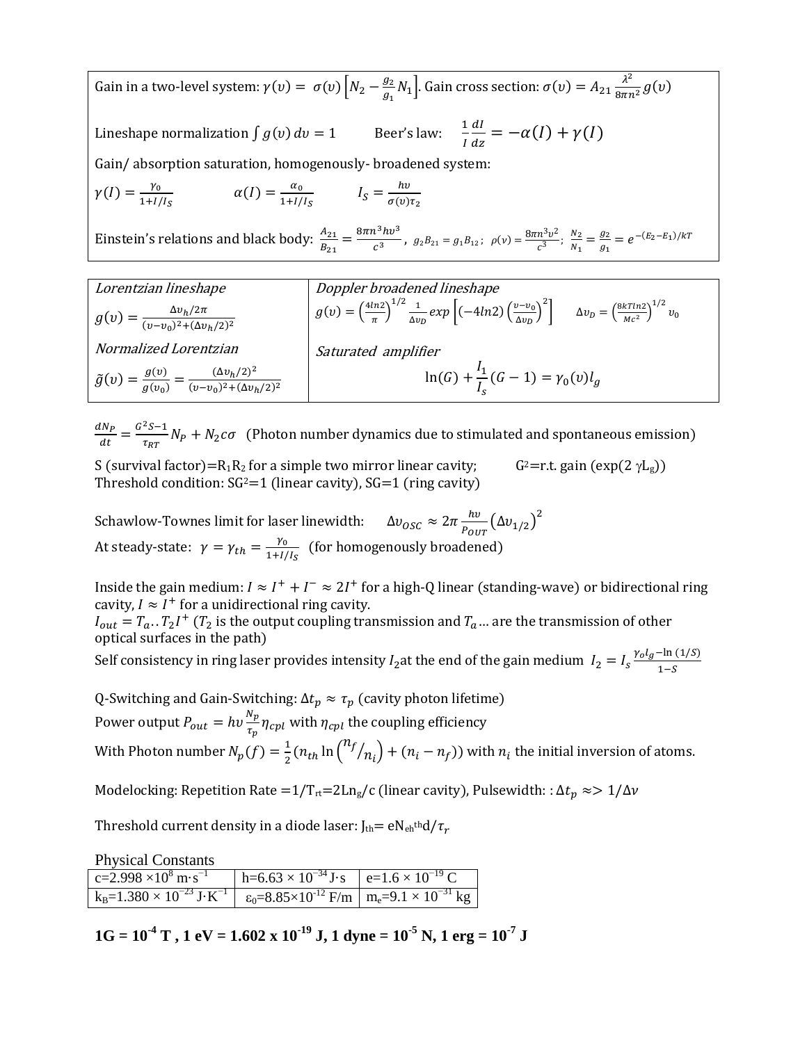Gain in a two-level system: $\gamma(\upsilon) = \sigma(\upsilon)\left[N_2 - \frac{g_2}{g_1}N_1\right]$. Gain cross section: $\sigma(\upsilon) = A_{21}\frac{\lambda^2}{8\pi n^2}g(\upsilon)$

Lineshape normalization $\int g(\upsilon)\,d\upsilon = 1$ Beer's law: $\frac{1}{I}\frac{dI}{dz} = -\alpha(I) + \gamma(I)$

Gain/ absorption saturation, homogenously- broadened system:

$\gamma(I) = \frac{\gamma_0}{1+I/I_S}$ $\alpha(I) = \frac{\alpha_0}{1+I/I_S}$ $I_S = \frac{h\upsilon}{\sigma(\upsilon)\tau_2}$

Einstein's relations and black body: $\frac{A_{21}}{B_{21}} = \frac{8\pi n^3 h\upsilon^3}{c^3}$, $g_2 B_{21} = g_1 B_{12}$; $\rho(\upsilon) = \frac{8\pi n^3 \upsilon^2}{c^3}$; $\frac{N_2}{N_1} = \frac{g_2}{g_1} = e^{-(E_2-E_1)/kT}$

| | |
|---|---|
| *Lorentzian lineshape* $g(\upsilon) = \frac{\Delta\upsilon_h/2\pi}{(\upsilon-\upsilon_0)^2+(\Delta\upsilon_h/2)^2}$ | *Doppler broadened lineshape* $g(\upsilon) = \left(\frac{4\ln 2}{\pi}\right)^{1/2}\frac{1}{\Delta\upsilon_D}\exp\left[(-4\ln 2)\left(\frac{\upsilon-\upsilon_0}{\Delta\upsilon_D}\right)^2\right]$ $\Delta\upsilon_D = \left(\frac{8kT\ln 2}{Mc^2}\right)^{1/2}\upsilon_0$ |
| *Normalized Lorentzian* $\tilde{g}(\upsilon) = \frac{g(\upsilon)}{g(\upsilon_0)} = \frac{(\Delta\upsilon_h/2)^2}{(\upsilon-\upsilon_0)^2+(\Delta\upsilon_h/2)^2}$ | *Saturated amplifier* $\ln(G) + \frac{I_1}{I_s}(G-1) = \gamma_0(\upsilon)l_g$ |

$\frac{dN_P}{dt} = \frac{G^2S-1}{\tau_{RT}}N_P + N_2 c\sigma$ (Photon number dynamics due to stimulated and spontaneous emission)

S (survival factor)=$R_1R_2$ for a simple two mirror linear cavity; $G^2$=r.t. gain ($\exp(2\gamma L_g)$)
Threshold condition: $SG^2=1$ (linear cavity), $SG=1$ (ring cavity)

Schawlow-Townes limit for laser linewidth: $\Delta\upsilon_{OSC} \approx 2\pi\frac{h\upsilon}{P_{OUT}}\left(\Delta\upsilon_{1/2}\right)^2$
At steady-state: $\gamma = \gamma_{th} = \frac{\gamma_0}{1+I/I_S}$ (for homogenously broadened)

Inside the gain medium: $I \approx I^+ + I^- \approx 2I^+$ for a high-Q linear (standing-wave) or bidirectional ring cavity, $I \approx I^+$ for a unidirectional ring cavity.
$I_{out} = T_a..T_2 I^+$ ($T_2$ is the output coupling transmission and $T_a$ ... are the transmission of other optical surfaces in the path)
Self consistency in ring laser provides intensity $I_2$ at the end of the gain medium $I_2 = I_s\frac{\gamma_o l_g - \ln(1/S)}{1-S}$

Q-Switching and Gain-Switching: $\Delta t_p \approx \tau_p$ (cavity photon lifetime)
Power output $P_{out} = h\upsilon\frac{N_p}{\tau_p}\eta_{cpl}$ with $\eta_{cpl}$ the coupling efficiency
With Photon number $N_p(f) = \frac{1}{2}\left(n_{th}\ln\left(\frac{n_f}{n_i}\right) + (n_i - n_f)\right)$ with $n_i$ the initial inversion of atoms.

Modelocking: Repetition Rate $=1/T_{rt}=2Ln_g/c$ (linear cavity), Pulsewidth: : $\Delta t_p \approx> 1/\Delta\nu$

Threshold current density in a diode laser: $J_{th}= eN_{eh}^{th}d/\tau_r$

Physical Constants

| | | |
|---|---|---|
| $c=2.998\times10^8$ m·s$^{-1}$ | $h=6.63\times10^{-34}$ J·s | $e=1.6\times10^{-19}$ C |
| $k_B=1.380\times10^{-23}$ J·K$^{-1}$ | $\varepsilon_0=8.85\times10^{-12}$ F/m | $m_e=9.1\times10^{-31}$ kg |

**1G = $10^{-4}$ T , 1 eV = 1.602 x $10^{-19}$ J, 1 dyne = $10^{-5}$ N, 1 erg = $10^{-7}$ J**